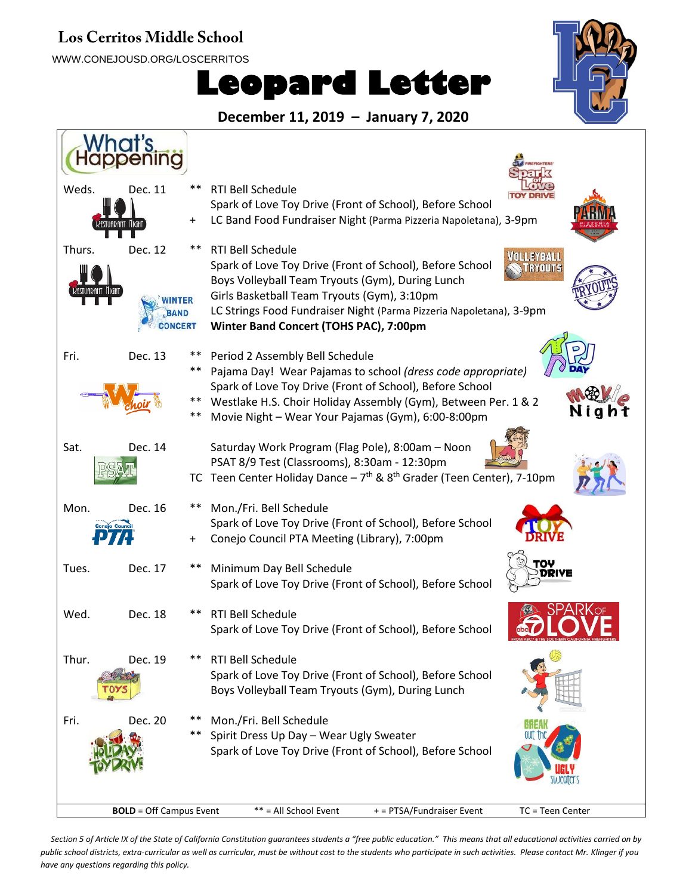# Los Cerritos Middle School

WWW.CONEJOUSD.ORG/LOSCERRITOS

# Leopard Letter

**December 11, 2019 – January 7, 2020**

## What's Happening...

**Weds. Dec. 11**
- ** RTI Bell Schedule
- Spark of Love Toy Drive (Front of School), Before School
- + LC Band Food Fundraiser Night (Parma Pizzeria Napoletana), 3-9pm

**Thurs. Dec. 12**
- ** RTI Bell Schedule
- Spark of Love Toy Drive (Front of School), Before School
- Boys Volleyball Team Tryouts (Gym), During Lunch
- Girls Basketball Team Tryouts (Gym), 3:10pm
- LC Strings Food Fundraiser Night (Parma Pizzeria Napoletana), 3-9pm
- **Winter Band Concert (TOHS PAC), 7:00pm**

**Fri. Dec. 13**
- ** Period 2 Assembly Bell Schedule
- ** Pajama Day! Wear Pajamas to school *(dress code appropriate)*
- Spark of Love Toy Drive (Front of School), Before School
- ** Westlake H.S. Choir Holiday Assembly (Gym), Between Per. 1 & 2
- ** Movie Night – Wear Your Pajamas (Gym), 6:00-8:00pm

**Sat. Dec. 14**
- Saturday Work Program (Flag Pole), 8:00am – Noon
- PSAT 8/9 Test (Classrooms), 8:30am - 12:30pm
- TC Teen Center Holiday Dance – 7th & 8th Grader (Teen Center), 7-10pm

**Mon. Dec. 16**
- ** Mon./Fri. Bell Schedule
- Spark of Love Toy Drive (Front of School), Before School
- + Conejo Council PTA Meeting (Library), 7:00pm

**Tues. Dec. 17**
- ** Minimum Day Bell Schedule
- Spark of Love Toy Drive (Front of School), Before School

**Wed. Dec. 18**
- ** RTI Bell Schedule
- Spark of Love Toy Drive (Front of School), Before School

**Thur. Dec. 19**
- ** RTI Bell Schedule
- Spark of Love Toy Drive (Front of School), Before School
- Boys Volleyball Team Tryouts (Gym), During Lunch

**Fri. Dec. 20**
- ** Mon./Fri. Bell Schedule
- ** Spirit Dress Up Day – Wear Ugly Sweater
- Spark of Love Toy Drive (Front of School), Before School

**BOLD** = Off Campus Event | ** = All School Event | + = PTSA/Fundraiser Event | TC = Teen Center

*Section 5 of Article IX of the State of California Constitution guarantees students a "free public education." This means that all educational activities carried on by public school districts, extra-curricular as well as curricular, must be without cost to the students who participate in such activities. Please contact Mr. Klinger if you have any questions regarding this policy.*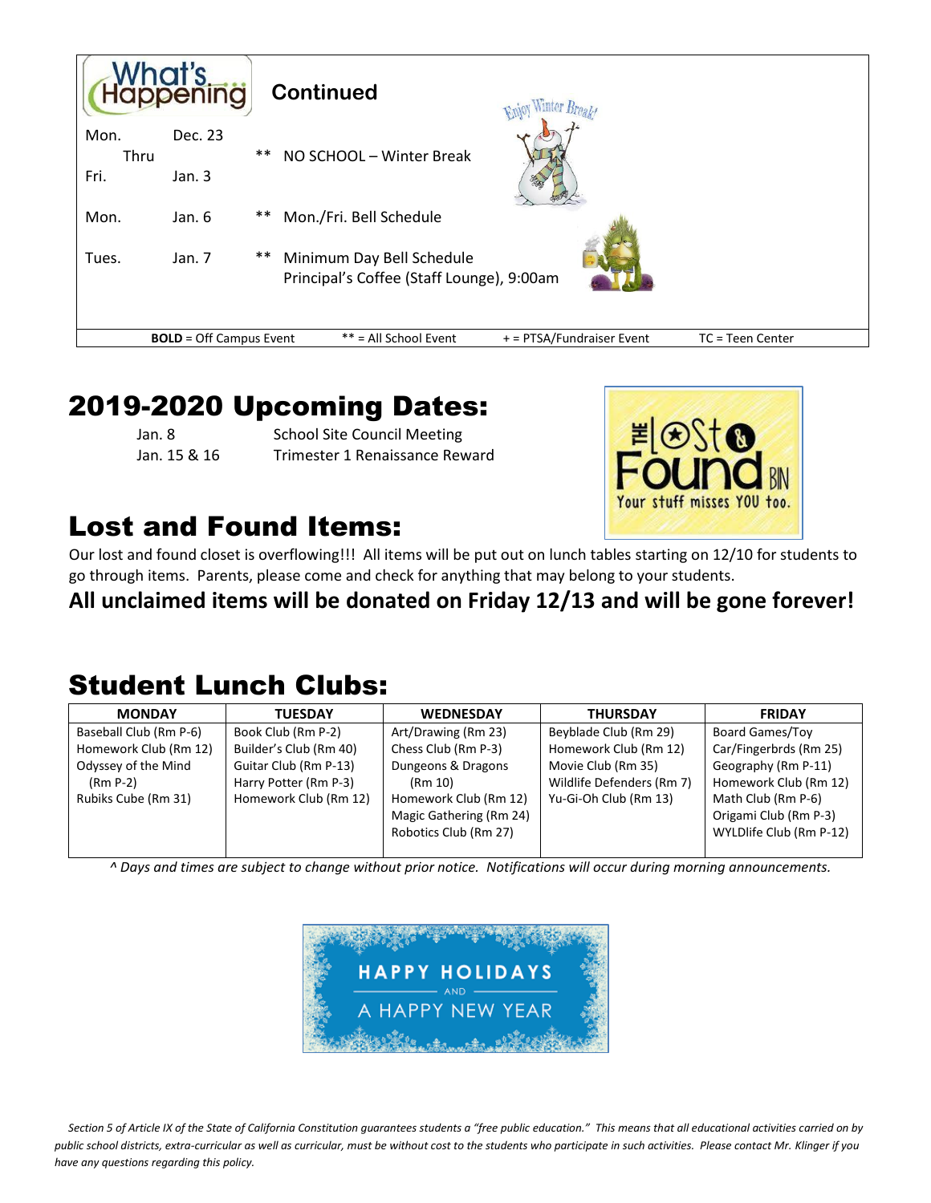## What's Happening Continued

| | | |
|---|---|---|
| Mon. Dec. 23 Thru Fri. Jan. 3 | ** | NO SCHOOL – Winter Break |
| Mon. Jan. 6 | ** | Mon./Fri. Bell Schedule |
| Tues. Jan. 7 | ** | Minimum Day Bell Schedule<br>Principal's Coffee (Staff Lounge), 9:00am |

**BOLD** = Off Campus Event  ** = All School Event  + = PTSA/Fundraiser Event  TC = Teen Center

# 2019-2020 Upcoming Dates:

| | |
|---|---|
| Jan. 8 | School Site Council Meeting |
| Jan. 15 & 16 | Trimester 1 Renaissance Reward |

# Lost and Found Items:

Our lost and found closet is overflowing!!! All items will be put out on lunch tables starting on 12/10 for students to go through items. Parents, please come and check for anything that may belong to your students.

**All unclaimed items will be donated on Friday 12/13 and will be gone forever!**

# Student Lunch Clubs:

| MONDAY | TUESDAY | WEDNESDAY | THURSDAY | FRIDAY |
|---|---|---|---|---|
| Baseball Club (Rm P-6)<br>Homework Club (Rm 12)<br>Odyssey of the Mind (Rm P-2)<br>Rubiks Cube (Rm 31) | Book Club (Rm P-2)<br>Builder's Club (Rm 40)<br>Guitar Club (Rm P-13)<br>Harry Potter (Rm P-3)<br>Homework Club (Rm 12) | Art/Drawing (Rm 23)<br>Chess Club (Rm P-3)<br>Dungeons & Dragons (Rm 10)<br>Homework Club (Rm 12)<br>Magic Gathering (Rm 24)<br>Robotics Club (Rm 27) | Beyblade Club (Rm 29)<br>Homework Club (Rm 12)<br>Movie Club (Rm 35)<br>Wildlife Defenders (Rm 7)<br>Yu-Gi-Oh Club (Rm 13) | Board Games/Toy Car/Fingerbrds (Rm 25)<br>Geography (Rm P-11)<br>Homework Club (Rm 12)<br>Math Club (Rm P-6)<br>Origami Club (Rm P-3)<br>WYLDlife Club (Rm P-12) |

*^ Days and times are subject to change without prior notice. Notifications will occur during morning announcements.*

HAPPY HOLIDAYS AND A HAPPY NEW YEAR

*Section 5 of Article IX of the State of California Constitution guarantees students a "free public education." This means that all educational activities carried on by public school districts, extra-curricular as well as curricular, must be without cost to the students who participate in such activities. Please contact Mr. Klinger if you have any questions regarding this policy.*